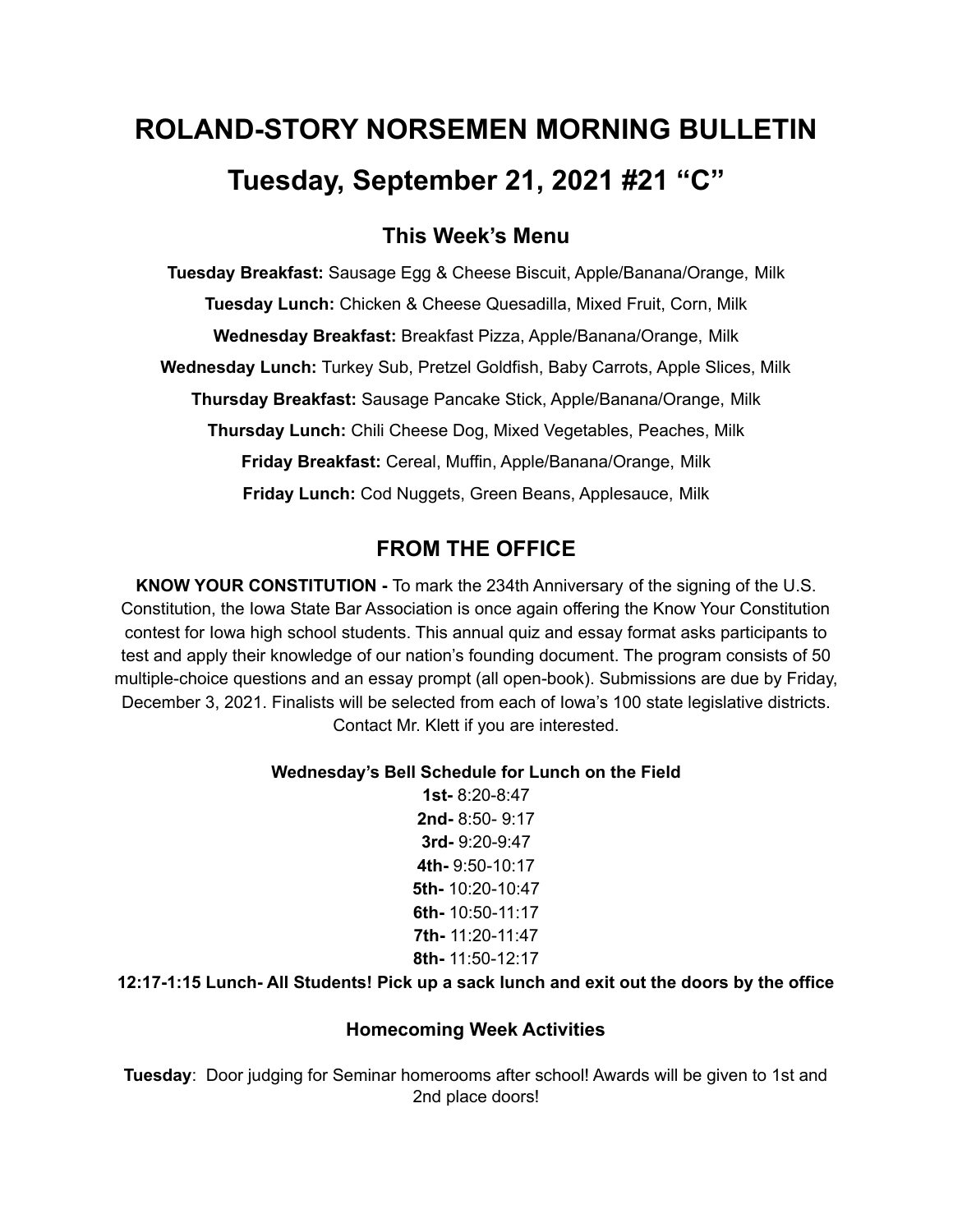# ROLAND-STORY NORSEMEN MORNING BULLETIN

# Tuesday, September 21, 2021 #21 "C"

## This Week's Menu

**Tuesday Breakfast:** Sausage Egg & Cheese Biscuit, Apple/Banana/Orange, Milk

**Tuesday Lunch:** Chicken & Cheese Quesadilla, Mixed Fruit, Corn, Milk

**Wednesday Breakfast:** Breakfast Pizza, Apple/Banana/Orange, Milk

**Wednesday Lunch:** Turkey Sub, Pretzel Goldfish, Baby Carrots, Apple Slices, Milk

**Thursday Breakfast:** Sausage Pancake Stick, Apple/Banana/Orange, Milk

**Thursday Lunch:** Chili Cheese Dog, Mixed Vegetables, Peaches, Milk

**Friday Breakfast:** Cereal, Muffin, Apple/Banana/Orange, Milk

**Friday Lunch:** Cod Nuggets, Green Beans, Applesauce, Milk

## FROM THE OFFICE

**KNOW YOUR CONSTITUTION -** To mark the 234th Anniversary of the signing of the U.S. Constitution, the Iowa State Bar Association is once again offering the Know Your Constitution contest for Iowa high school students. This annual quiz and essay format asks participants to test and apply their knowledge of our nation's founding document. The program consists of 50 multiple-choice questions and an essay prompt (all open-book). Submissions are due by Friday, December 3, 2021. Finalists will be selected from each of Iowa's 100 state legislative districts. Contact Mr. Klett if you are interested.

**Wednesday's Bell Schedule for Lunch on the Field**

**1st-** 8:20-8:47
**2nd-** 8:50- 9:17
**3rd-** 9:20-9:47
**4th-** 9:50-10:17
**5th-** 10:20-10:47
**6th-** 10:50-11:17
**7th-** 11:20-11:47
**8th-** 11:50-12:17

**12:17-1:15 Lunch- All Students! Pick up a sack lunch and exit out the doors by the office**

**Homecoming Week Activities**

**Tuesday**: Door judging for Seminar homerooms after school! Awards will be given to 1st and 2nd place doors!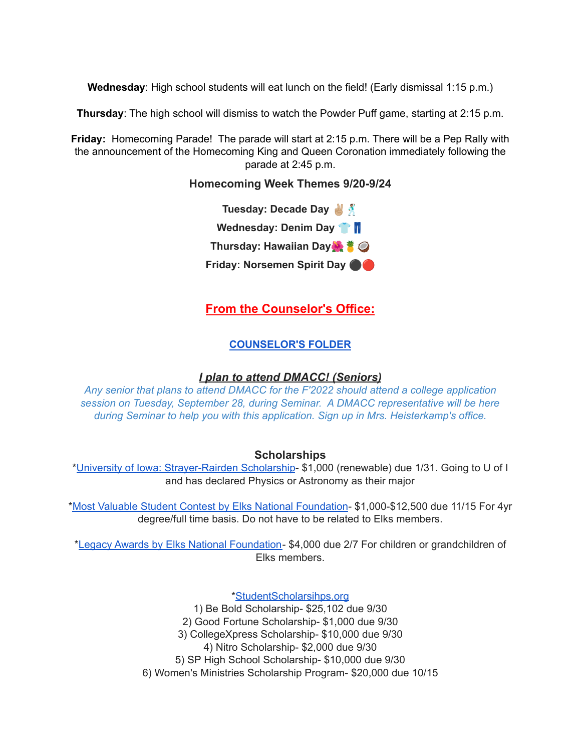**Wednesday**: High school students will eat lunch on the field! (Early dismissal 1:15 p.m.)

**Thursday**: The high school will dismiss to watch the Powder Puff game, starting at 2:15 p.m.

**Friday:** Homecoming Parade! The parade will start at 2:15 p.m. There will be a Pep Rally with the announcement of the Homecoming King and Queen Coronation immediately following the parade at 2:45 p.m.

### Homecoming Week Themes 9/20-9/24

**Tuesday: Decade Day** ✌🏼🕺

**Wednesday: Denim Day** 👕👖

**Thursday: Hawaiian Day**🌺🍍🥥

**Friday: Norsemen Spirit Day** ⚫🔴

## From the Counselor's Office:

**COUNSELOR'S FOLDER**

### *I plan to attend DMACC! (Seniors)*

*Any senior that plans to attend DMACC for the F'2022 should attend a college application session on Tuesday, September 28, during Seminar. A DMACC representative will be here during Seminar to help you with this application. Sign up in Mrs. Heisterkamp's office.*

### Scholarships

*University of Iowa: Strayer-Rairden Scholarship- $1,000 (renewable) due 1/31. Going to U of I and has declared Physics or Astronomy as their major

*Most Valuable Student Contest by Elks National Foundation- $1,000-$12,500 due 11/15 For 4yr degree/full time basis. Do not have to be related to Elks members.

*Legacy Awards by Elks National Foundation- $4,000 due 2/7 For children or grandchildren of Elks members.

*StudentScholarsihps.org

1) Be Bold Scholarship- $25,102 due 9/30
2) Good Fortune Scholarship- $1,000 due 9/30
3) CollegeXpress Scholarship- $10,000 due 9/30
4) Nitro Scholarship- $2,000 due 9/30
5) SP High School Scholarship- $10,000 due 9/30
6) Women's Ministries Scholarship Program- $20,000 due 10/15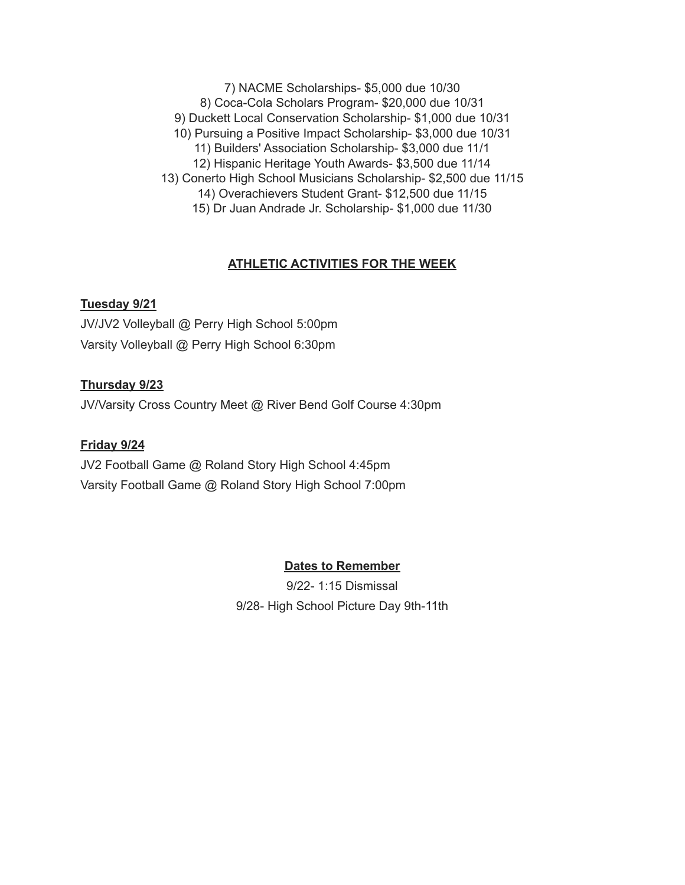7) NACME Scholarships- $5,000 due 10/30
8) Coca-Cola Scholars Program- $20,000 due 10/31
9) Duckett Local Conservation Scholarship- $1,000 due 10/31
10) Pursuing a Positive Impact Scholarship- $3,000 due 10/31
11) Builders' Association Scholarship- $3,000 due 11/1
12) Hispanic Heritage Youth Awards- $3,500 due 11/14
13) Conerto High School Musicians Scholarship- $2,500 due 11/15
14) Overachievers Student Grant- $12,500 due 11/15
15) Dr Juan Andrade Jr. Scholarship- $1,000 due 11/30

## ATHLETIC ACTIVITIES FOR THE WEEK

**Tuesday 9/21**

JV/JV2 Volleyball @ Perry High School 5:00pm
Varsity Volleyball @ Perry High School 6:30pm

**Thursday 9/23**

JV/Varsity Cross Country Meet @ River Bend Golf Course 4:30pm

**Friday 9/24**

JV2 Football Game @ Roland Story High School 4:45pm
Varsity Football Game @ Roland Story High School 7:00pm

## Dates to Remember

9/22- 1:15 Dismissal
9/28- High School Picture Day 9th-11th